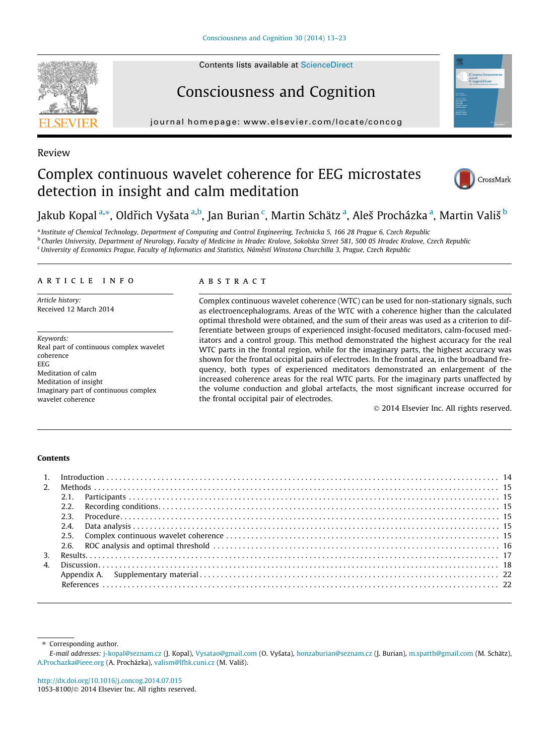Review

# Complex continuous wavelet coherence for EEG microstates detection in insight and calm meditation

Jakub Kopal [a,*], Oldřich Vyšata [a,b], Jan Burian [c], Martin Schätz [a], Aleš Procházka [a], Martin Vališ [b]

[a] Institute of Chemical Technology, Department of Computing and Control Engineering, Technicka 5, 166 28 Prague 6, Czech Republic
[b] Charles University, Department of Neurology, Faculty of Medicine in Hradec Kralove, Sokolska Street 581, 500 05 Hradec Kralove, Czech Republic
[c] University of Economics Prague, Faculty of Informatics and Statistics, Náměstí Winstona Churchilla 3, Prague, Czech Republic

## ARTICLE INFO

*Article history:*
Received 12 March 2014

*Keywords:*
Real part of continuous complex wavelet coherence
EEG
Meditation of calm
Meditation of insight
Imaginary part of continuous complex wavelet coherence

## ABSTRACT

Complex continuous wavelet coherence (WTC) can be used for non-stationary signals, such as electroencephalograms. Areas of the WTC with a coherence higher than the calculated optimal threshold were obtained, and the sum of their areas was used as a criterion to differentiate between groups of experienced insight-focused meditators, calm-focused meditators and a control group. This method demonstrated the highest accuracy for the real WTC parts in the frontal region, while for the imaginary parts, the highest accuracy was shown for the frontal occipital pairs of electrodes. In the frontal area, in the broadband frequency, both types of experienced meditators demonstrated an enlargement of the increased coherence areas for the real WTC parts. For the imaginary parts unaffected by the volume conduction and global artefacts, the most significant increase occurred for the frontal occipital pair of electrodes.

© 2014 Elsevier Inc. All rights reserved.

## Contents

1. Introduction . . . 14
2. Methods . . . 15
   - 2.1. Participants . . . 15
   - 2.2. Recording conditions . . . 15
   - 2.3. Procedure . . . 15
   - 2.4. Data analysis . . . 15
   - 2.5. Complex continuous wavelet coherence . . . 15
   - 2.6. ROC analysis and optimal threshold . . . 16
3. Results . . . 17
4. Discussion . . . 18

   Appendix A. Supplementary material . . . 22

   References . . . 22

---

* Corresponding author.
*E-mail addresses:* j-kopal@seznam.cz (J. Kopal), Vysatao@gmail.com (O. Vyšata), honzaburian@seznam.cz (J. Burian), m.spatth@gmail.com (M. Schätz), A.Prochazka@ieee.org (A. Procházka), valism@lfhk.cuni.cz (M. Vališ).

http://dx.doi.org/10.1016/j.concog.2014.07.015
1053-8100/© 2014 Elsevier Inc. All rights reserved.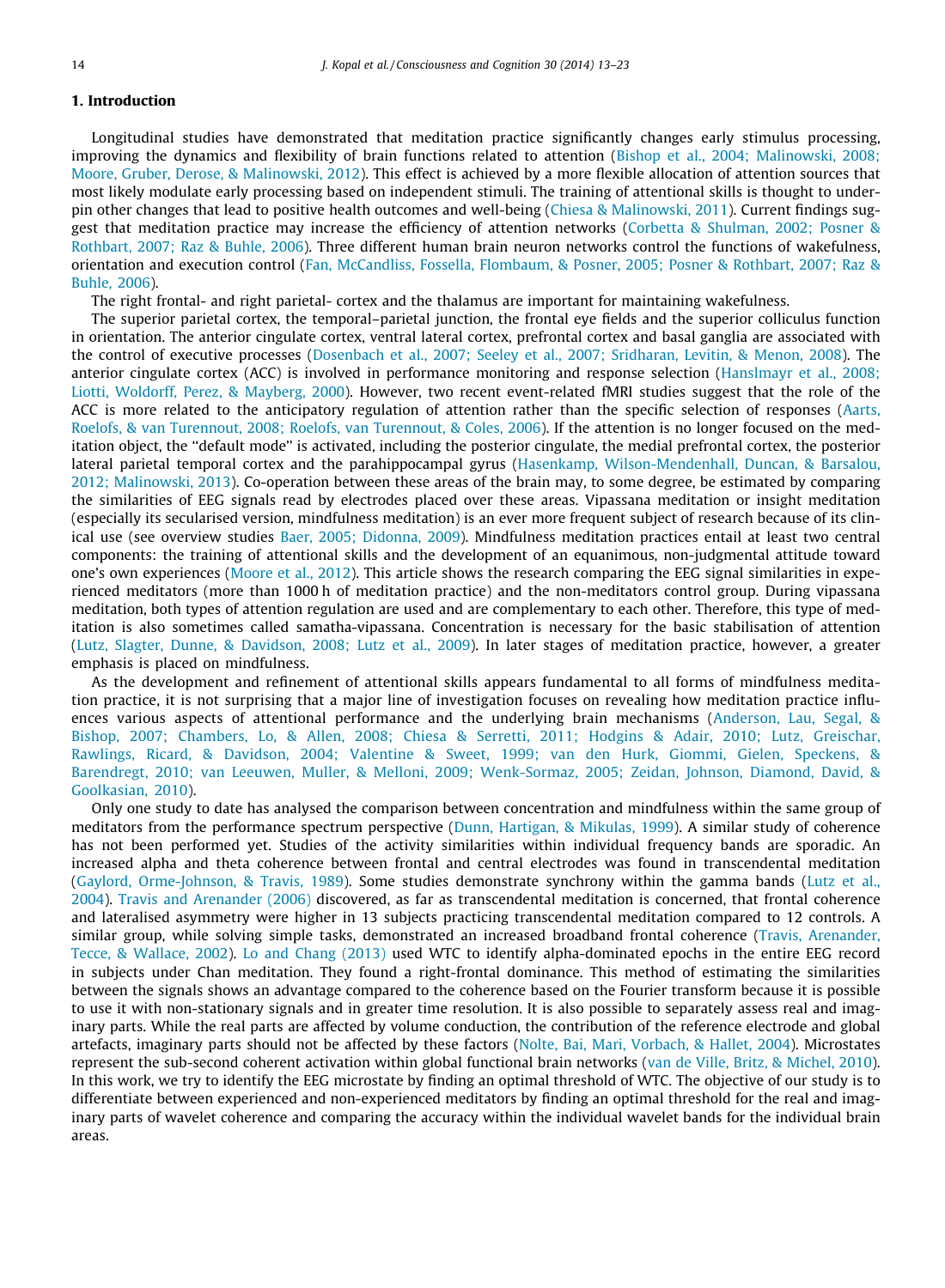## 1. Introduction

Longitudinal studies have demonstrated that meditation practice significantly changes early stimulus processing, improving the dynamics and flexibility of brain functions related to attention (Bishop et al., 2004; Malinowski, 2008; Moore, Gruber, Derose, & Malinowski, 2012). This effect is achieved by a more flexible allocation of attention sources that most likely modulate early processing based on independent stimuli. The training of attentional skills is thought to underpin other changes that lead to positive health outcomes and well-being (Chiesa & Malinowski, 2011). Current findings suggest that meditation practice may increase the efficiency of attention networks (Corbetta & Shulman, 2002; Posner & Rothbart, 2007; Raz & Buhle, 2006). Three different human brain neuron networks control the functions of wakefulness, orientation and execution control (Fan, McCandliss, Fossella, Flombaum, & Posner, 2005; Posner & Rothbart, 2007; Raz & Buhle, 2006).

The right frontal- and right parietal- cortex and the thalamus are important for maintaining wakefulness.

The superior parietal cortex, the temporal–parietal junction, the frontal eye fields and the superior colliculus function in orientation. The anterior cingulate cortex, ventral lateral cortex, prefrontal cortex and basal ganglia are associated with the control of executive processes (Dosenbach et al., 2007; Seeley et al., 2007; Sridharan, Levitin, & Menon, 2008). The anterior cingulate cortex (ACC) is involved in performance monitoring and response selection (Hanslmayr et al., 2008; Liotti, Woldorff, Perez, & Mayberg, 2000). However, two recent event-related fMRI studies suggest that the role of the ACC is more related to the anticipatory regulation of attention rather than the specific selection of responses (Aarts, Roelofs, & van Turennout, 2008; Roelofs, van Turennout, & Coles, 2006). If the attention is no longer focused on the meditation object, the "default mode" is activated, including the posterior cingulate, the medial prefrontal cortex, the posterior lateral parietal temporal cortex and the parahippocampal gyrus (Hasenkamp, Wilson-Mendenhall, Duncan, & Barsalou, 2012; Malinowski, 2013). Co-operation between these areas of the brain may, to some degree, be estimated by comparing the similarities of EEG signals read by electrodes placed over these areas. Vipassana meditation or insight meditation (especially its secularised version, mindfulness meditation) is an ever more frequent subject of research because of its clinical use (see overview studies Baer, 2005; Didonna, 2009). Mindfulness meditation practices entail at least two central components: the training of attentional skills and the development of an equanimous, non-judgmental attitude toward one's own experiences (Moore et al., 2012). This article shows the research comparing the EEG signal similarities in experienced meditators (more than 1000 h of meditation practice) and the non-meditators control group. During vipassana meditation, both types of attention regulation are used and are complementary to each other. Therefore, this type of meditation is also sometimes called samatha-vipassana. Concentration is necessary for the basic stabilisation of attention (Lutz, Slagter, Dunne, & Davidson, 2008; Lutz et al., 2009). In later stages of meditation practice, however, a greater emphasis is placed on mindfulness.

As the development and refinement of attentional skills appears fundamental to all forms of mindfulness meditation practice, it is not surprising that a major line of investigation focuses on revealing how meditation practice influences various aspects of attentional performance and the underlying brain mechanisms (Anderson, Lau, Segal, & Bishop, 2007; Chambers, Lo, & Allen, 2008; Chiesa & Serretti, 2011; Hodgins & Adair, 2010; Lutz, Greischar, Rawlings, Ricard, & Davidson, 2004; Valentine & Sweet, 1999; van den Hurk, Giommi, Gielen, Speckens, & Barendregt, 2010; van Leeuwen, Muller, & Melloni, 2009; Wenk-Sormaz, 2005; Zeidan, Johnson, Diamond, David, & Goolkasian, 2010).

Only one study to date has analysed the comparison between concentration and mindfulness within the same group of meditators from the performance spectrum perspective (Dunn, Hartigan, & Mikulas, 1999). A similar study of coherence has not been performed yet. Studies of the activity similarities within individual frequency bands are sporadic. An increased alpha and theta coherence between frontal and central electrodes was found in transcendental meditation (Gaylord, Orme-Johnson, & Travis, 1989). Some studies demonstrate synchrony within the gamma bands (Lutz et al., 2004). Travis and Arenander (2006) discovered, as far as transcendental meditation is concerned, that frontal coherence and lateralised asymmetry were higher in 13 subjects practicing transcendental meditation compared to 12 controls. A similar group, while solving simple tasks, demonstrated an increased broadband frontal coherence (Travis, Arenander, Tecce, & Wallace, 2002). Lo and Chang (2013) used WTC to identify alpha-dominated epochs in the entire EEG record in subjects under Chan meditation. They found a right-frontal dominance. This method of estimating the similarities between the signals shows an advantage compared to the coherence based on the Fourier transform because it is possible to use it with non-stationary signals and in greater time resolution. It is also possible to separately assess real and imaginary parts. While the real parts are affected by volume conduction, the contribution of the reference electrode and global artefacts, imaginary parts should not be affected by these factors (Nolte, Bai, Mari, Vorbach, & Hallet, 2004). Microstates represent the sub-second coherent activation within global functional brain networks (van de Ville, Britz, & Michel, 2010). In this work, we try to identify the EEG microstate by finding an optimal threshold of WTC. The objective of our study is to differentiate between experienced and non-experienced meditators by finding an optimal threshold for the real and imaginary parts of wavelet coherence and comparing the accuracy within the individual wavelet bands for the individual brain areas.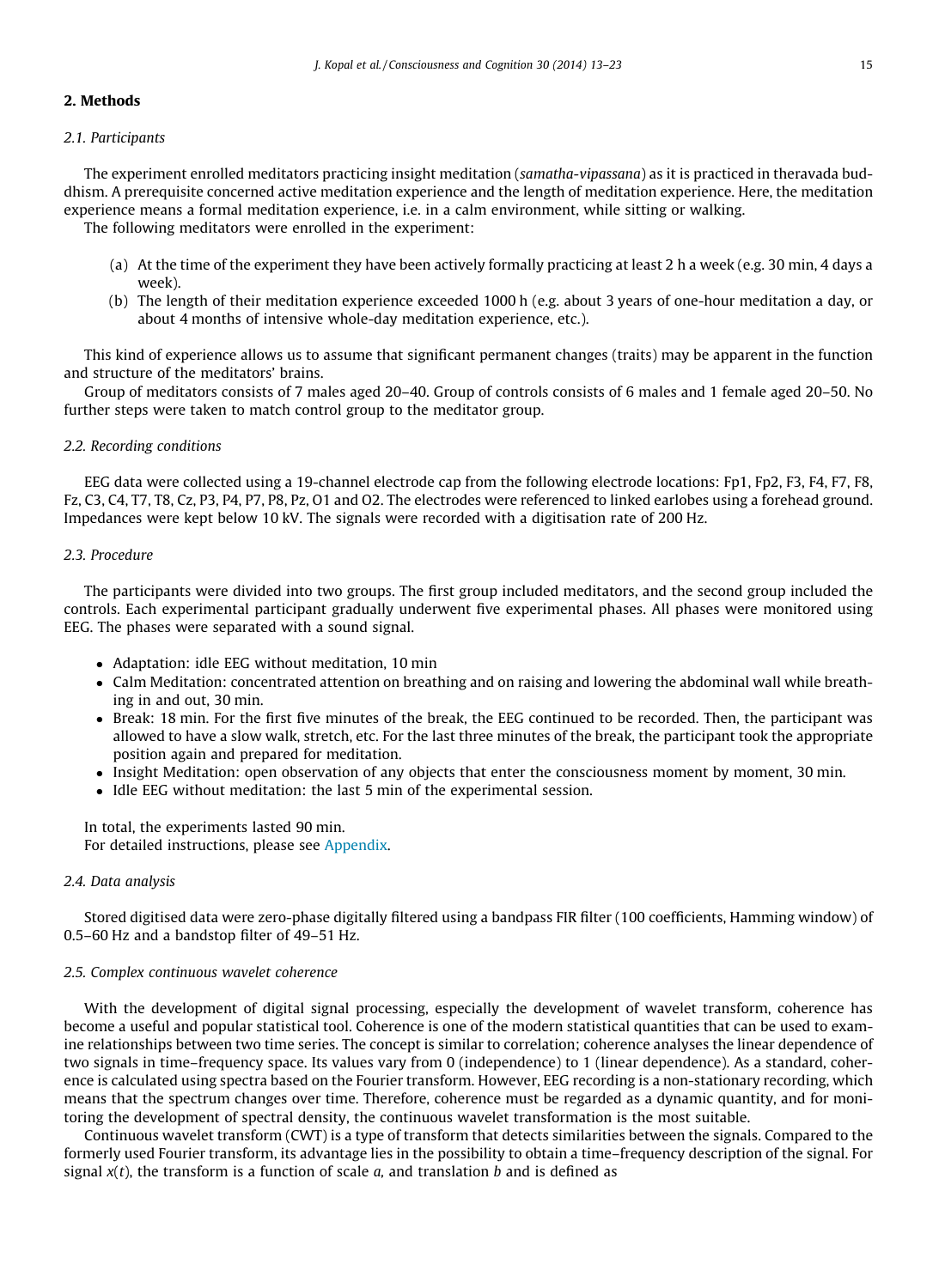## 2. Methods

### 2.1. Participants

The experiment enrolled meditators practicing insight meditation (*samatha-vipassana*) as it is practiced in theravada buddhism. A prerequisite concerned active meditation experience and the length of meditation experience. Here, the meditation experience means a formal meditation experience, i.e. in a calm environment, while sitting or walking.

The following meditators were enrolled in the experiment:

(a) At the time of the experiment they have been actively formally practicing at least 2 h a week (e.g. 30 min, 4 days a week).
(b) The length of their meditation experience exceeded 1000 h (e.g. about 3 years of one-hour meditation a day, or about 4 months of intensive whole-day meditation experience, etc.).

This kind of experience allows us to assume that significant permanent changes (traits) may be apparent in the function and structure of the meditators' brains.

Group of meditators consists of 7 males aged 20–40. Group of controls consists of 6 males and 1 female aged 20–50. No further steps were taken to match control group to the meditator group.

### 2.2. Recording conditions

EEG data were collected using a 19-channel electrode cap from the following electrode locations: Fp1, Fp2, F3, F4, F7, F8, Fz, C3, C4, T7, T8, Cz, P3, P4, P7, P8, Pz, O1 and O2. The electrodes were referenced to linked earlobes using a forehead ground. Impedances were kept below 10 kV. The signals were recorded with a digitisation rate of 200 Hz.

### 2.3. Procedure

The participants were divided into two groups. The first group included meditators, and the second group included the controls. Each experimental participant gradually underwent five experimental phases. All phases were monitored using EEG. The phases were separated with a sound signal.

- Adaptation: idle EEG without meditation, 10 min
- Calm Meditation: concentrated attention on breathing and on raising and lowering the abdominal wall while breathing in and out, 30 min.
- Break: 18 min. For the first five minutes of the break, the EEG continued to be recorded. Then, the participant was allowed to have a slow walk, stretch, etc. For the last three minutes of the break, the participant took the appropriate position again and prepared for meditation.
- Insight Meditation: open observation of any objects that enter the consciousness moment by moment, 30 min.
- Idle EEG without meditation: the last 5 min of the experimental session.

In total, the experiments lasted 90 min.
For detailed instructions, please see Appendix.

### 2.4. Data analysis

Stored digitised data were zero-phase digitally filtered using a bandpass FIR filter (100 coefficients, Hamming window) of 0.5–60 Hz and a bandstop filter of 49–51 Hz.

### 2.5. Complex continuous wavelet coherence

With the development of digital signal processing, especially the development of wavelet transform, coherence has become a useful and popular statistical tool. Coherence is one of the modern statistical quantities that can be used to examine relationships between two time series. The concept is similar to correlation; coherence analyses the linear dependence of two signals in time–frequency space. Its values vary from 0 (independence) to 1 (linear dependence). As a standard, coherence is calculated using spectra based on the Fourier transform. However, EEG recording is a non-stationary recording, which means that the spectrum changes over time. Therefore, coherence must be regarded as a dynamic quantity, and for monitoring the development of spectral density, the continuous wavelet transformation is the most suitable.

Continuous wavelet transform (CWT) is a type of transform that detects similarities between the signals. Compared to the formerly used Fourier transform, its advantage lies in the possibility to obtain a time–frequency description of the signal. For signal $x(t)$, the transform is a function of scale $a$, and translation $b$ and is defined as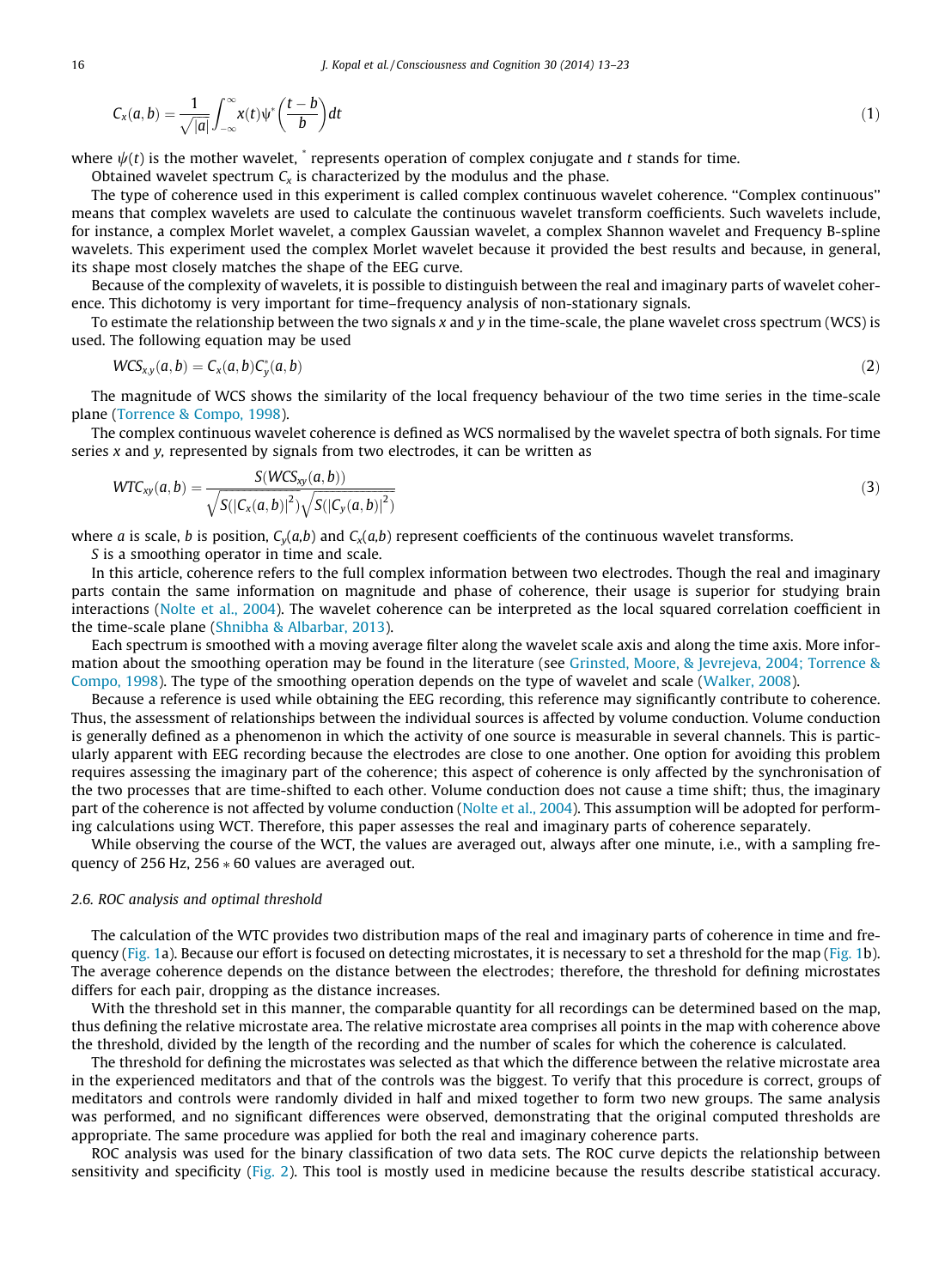$$C_x(a,b) = \frac{1}{\sqrt{|a|}} \int_{-\infty}^{\infty} x(t) \psi^* \left( \frac{t-b}{b} \right) dt \tag{1}$$

where $\psi(t)$ is the mother wavelet, $^*$ represents operation of complex conjugate and $t$ stands for time.

Obtained wavelet spectrum $C_x$ is characterized by the modulus and the phase.

The type of coherence used in this experiment is called complex continuous wavelet coherence. "Complex continuous" means that complex wavelets are used to calculate the continuous wavelet transform coefficients. Such wavelets include, for instance, a complex Morlet wavelet, a complex Gaussian wavelet, a complex Shannon wavelet and Frequency B-spline wavelets. This experiment used the complex Morlet wavelet because it provided the best results and because, in general, its shape most closely matches the shape of the EEG curve.

Because of the complexity of wavelets, it is possible to distinguish between the real and imaginary parts of wavelet coherence. This dichotomy is very important for time–frequency analysis of non-stationary signals.

To estimate the relationship between the two signals $x$ and $y$ in the time-scale, the plane wavelet cross spectrum (WCS) is used. The following equation may be used

$$WCS_{x,y}(a,b) = C_x(a,b)C_y^*(a,b) \tag{2}$$

The magnitude of WCS shows the similarity of the local frequency behaviour of the two time series in the time-scale plane (Torrence & Compo, 1998).

The complex continuous wavelet coherence is defined as WCS normalised by the wavelet spectra of both signals. For time series $x$ and $y$, represented by signals from two electrodes, it can be written as

$$WTC_{xy}(a,b) = \frac{S(WCS_{xy}(a,b))}{\sqrt{S(|C_x(a,b)|^2)}\sqrt{S(|C_y(a,b)|^2)}} \tag{3}$$

where $a$ is scale, $b$ is position, $C_y(a,b)$ and $C_x(a,b)$ represent coefficients of the continuous wavelet transforms.

$S$ is a smoothing operator in time and scale.

In this article, coherence refers to the full complex information between two electrodes. Though the real and imaginary parts contain the same information on magnitude and phase of coherence, their usage is superior for studying brain interactions (Nolte et al., 2004). The wavelet coherence can be interpreted as the local squared correlation coefficient in the time-scale plane (Shnibha & Albarbar, 2013).

Each spectrum is smoothed with a moving average filter along the wavelet scale axis and along the time axis. More information about the smoothing operation may be found in the literature (see Grinsted, Moore, & Jevrejeva, 2004; Torrence & Compo, 1998). The type of the smoothing operation depends on the type of wavelet and scale (Walker, 2008).

Because a reference is used while obtaining the EEG recording, this reference may significantly contribute to coherence. Thus, the assessment of relationships between the individual sources is affected by volume conduction. Volume conduction is generally defined as a phenomenon in which the activity of one source is measurable in several channels. This is particularly apparent with EEG recording because the electrodes are close to one another. One option for avoiding this problem requires assessing the imaginary part of the coherence; this aspect of coherence is only affected by the synchronisation of the two processes that are time-shifted to each other. Volume conduction does not cause a time shift; thus, the imaginary part of the coherence is not affected by volume conduction (Nolte et al., 2004). This assumption will be adopted for performing calculations using WCT. Therefore, this paper assesses the real and imaginary parts of coherence separately.

While observing the course of the WCT, the values are averaged out, always after one minute, i.e., with a sampling frequency of 256 Hz, 256 * 60 values are averaged out.

### 2.6. ROC analysis and optimal threshold

The calculation of the WTC provides two distribution maps of the real and imaginary parts of coherence in time and frequency (Fig. 1a). Because our effort is focused on detecting microstates, it is necessary to set a threshold for the map (Fig. 1b). The average coherence depends on the distance between the electrodes; therefore, the threshold for defining microstates differs for each pair, dropping as the distance increases.

With the threshold set in this manner, the comparable quantity for all recordings can be determined based on the map, thus defining the relative microstate area. The relative microstate area comprises all points in the map with coherence above the threshold, divided by the length of the recording and the number of scales for which the coherence is calculated.

The threshold for defining the microstates was selected as that which the difference between the relative microstate area in the experienced meditators and that of the controls was the biggest. To verify that this procedure is correct, groups of meditators and controls were randomly divided in half and mixed together to form two new groups. The same analysis was performed, and no significant differences were observed, demonstrating that the original computed thresholds are appropriate. The same procedure was applied for both the real and imaginary coherence parts.

ROC analysis was used for the binary classification of two data sets. The ROC curve depicts the relationship between sensitivity and specificity (Fig. 2). This tool is mostly used in medicine because the results describe statistical accuracy.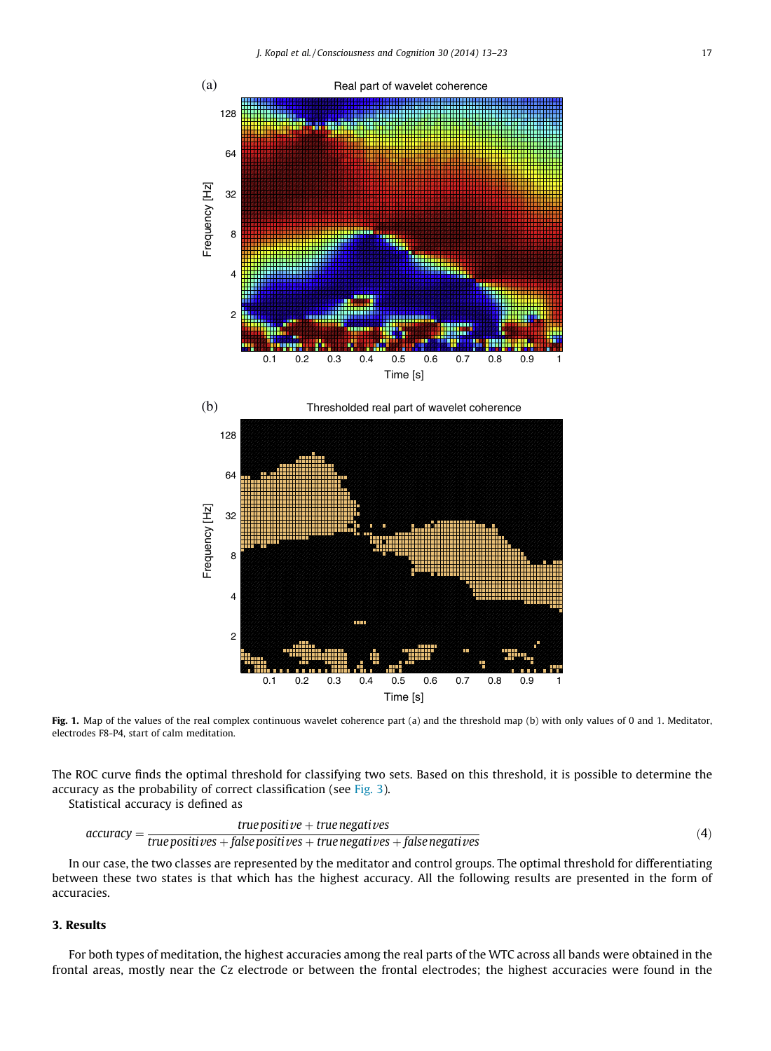**Fig. 1.** Map of the values of the real complex continuous wavelet coherence part (a) and the threshold map (b) with only values of 0 and 1. Meditator, electrodes F8-P4, start of calm meditation.

The ROC curve finds the optimal threshold for classifying two sets. Based on this threshold, it is possible to determine the accuracy as the probability of correct classification (see Fig. 3).

Statistical accuracy is defined as

$$accuracy = \frac{true\,positive + true\,negatives}{true\,positives + false\,positives + true\,negatives + false\,negatives} \tag{4}$$

In our case, the two classes are represented by the meditator and control groups. The optimal threshold for differentiating between these two states is that which has the highest accuracy. All the following results are presented in the form of accuracies.

## 3. Results

For both types of meditation, the highest accuracies among the real parts of the WTC across all bands were obtained in the frontal areas, mostly near the Cz electrode or between the frontal electrodes; the highest accuracies were found in the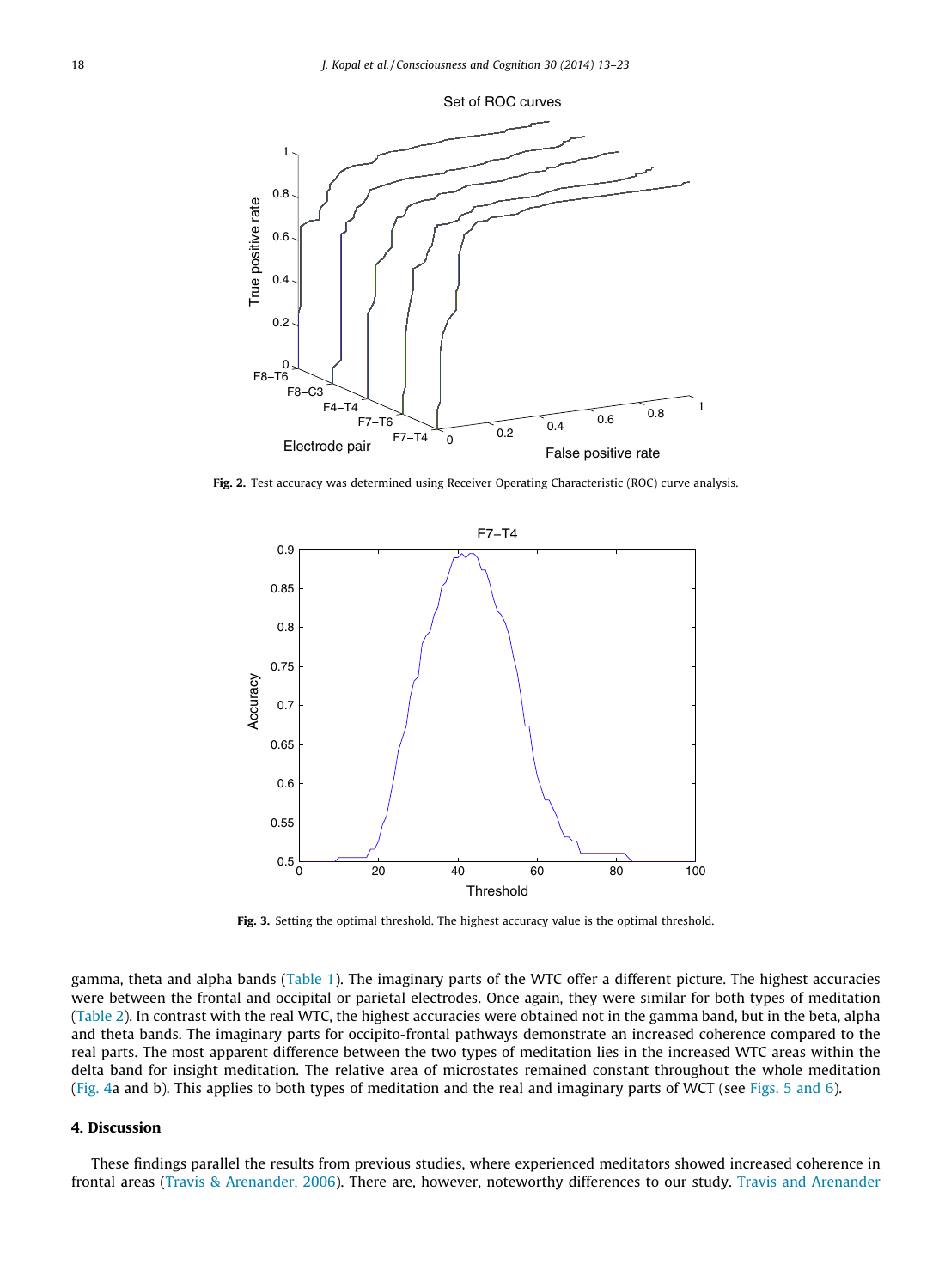Fig. 2. Test accuracy was determined using Receiver Operating Characteristic (ROC) curve analysis.

Fig. 3. Setting the optimal threshold. The highest accuracy value is the optimal threshold.

gamma, theta and alpha bands (Table 1). The imaginary parts of the WTC offer a different picture. The highest accuracies were between the frontal and occipital or parietal electrodes. Once again, they were similar for both types of meditation (Table 2). In contrast with the real WTC, the highest accuracies were obtained not in the gamma band, but in the beta, alpha and theta bands. The imaginary parts for occipito-frontal pathways demonstrate an increased coherence compared to the real parts. The most apparent difference between the two types of meditation lies in the increased WTC areas within the delta band for insight meditation. The relative area of microstates remained constant throughout the whole meditation (Fig. 4a and b). This applies to both types of meditation and the real and imaginary parts of WCT (see Figs. 5 and 6).

## 4. Discussion

These findings parallel the results from previous studies, where experienced meditators showed increased coherence in frontal areas (Travis & Arenander, 2006). There are, however, noteworthy differences to our study. Travis and Arenander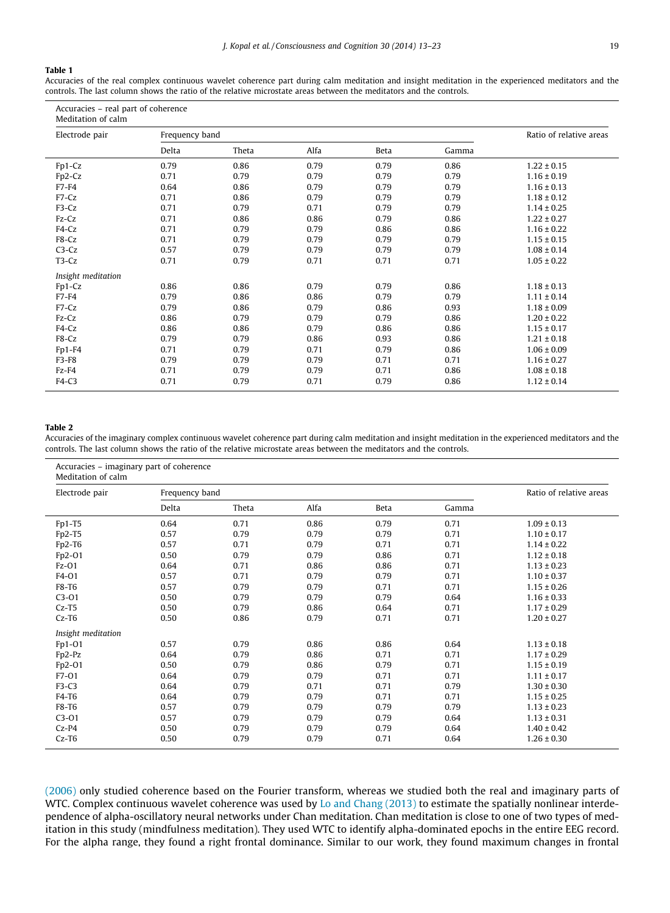**Table 1**

Accuracies of the real complex continuous wavelet coherence part during calm meditation and insight meditation in the experienced meditators and the controls. The last column shows the ratio of the relative microstate areas between the meditators and the controls.

| Accuracies – real part of coherence | | | | | | |
|---|---|---|---|---|---|---|
| Meditation of calm | | | | | | |
| Electrode pair | Frequency band | | | | | Ratio of relative areas |
| | Delta | Theta | Alfa | Beta | Gamma | |
| Fp1-Cz | 0.79 | 0.86 | 0.79 | 0.79 | 0.86 | 1.22 ± 0.15 |
| Fp2-Cz | 0.71 | 0.79 | 0.79 | 0.79 | 0.79 | 1.16 ± 0.19 |
| F7-F4 | 0.64 | 0.86 | 0.79 | 0.79 | 0.79 | 1.16 ± 0.13 |
| F7-Cz | 0.71 | 0.86 | 0.79 | 0.79 | 0.79 | 1.18 ± 0.12 |
| F3-Cz | 0.71 | 0.79 | 0.71 | 0.79 | 0.79 | 1.14 ± 0.25 |
| Fz-Cz | 0.71 | 0.86 | 0.86 | 0.79 | 0.86 | 1.22 ± 0.27 |
| F4-Cz | 0.71 | 0.79 | 0.79 | 0.86 | 0.86 | 1.16 ± 0.22 |
| F8-Cz | 0.71 | 0.79 | 0.79 | 0.79 | 0.79 | 1.15 ± 0.15 |
| C3-Cz | 0.57 | 0.79 | 0.79 | 0.79 | 0.79 | 1.08 ± 0.14 |
| T3-Cz | 0.71 | 0.79 | 0.71 | 0.71 | 0.71 | 1.05 ± 0.22 |
| *Insight meditation* | | | | | | |
| Fp1-Cz | 0.86 | 0.86 | 0.79 | 0.79 | 0.86 | 1.18 ± 0.13 |
| F7-F4 | 0.79 | 0.86 | 0.86 | 0.79 | 0.79 | 1.11 ± 0.14 |
| F7-Cz | 0.79 | 0.86 | 0.79 | 0.86 | 0.93 | 1.18 ± 0.09 |
| Fz-Cz | 0.86 | 0.79 | 0.79 | 0.79 | 0.86 | 1.20 ± 0.22 |
| F4-Cz | 0.86 | 0.86 | 0.79 | 0.86 | 0.86 | 1.15 ± 0.17 |
| F8-Cz | 0.79 | 0.79 | 0.86 | 0.93 | 0.86 | 1.21 ± 0.18 |
| Fp1-F4 | 0.71 | 0.79 | 0.71 | 0.79 | 0.86 | 1.06 ± 0.09 |
| F3-F8 | 0.79 | 0.79 | 0.79 | 0.71 | 0.71 | 1.16 ± 0.27 |
| Fz-F4 | 0.71 | 0.79 | 0.79 | 0.71 | 0.86 | 1.08 ± 0.18 |
| F4-C3 | 0.71 | 0.79 | 0.71 | 0.79 | 0.86 | 1.12 ± 0.14 |

**Table 2**

Accuracies of the imaginary complex continuous wavelet coherence part during calm meditation and insight meditation in the experienced meditators and the controls. The last column shows the ratio of the relative microstate areas between the meditators and the controls.

| Accuracies – imaginary part of coherence | | | | | | |
|---|---|---|---|---|---|---|
| Meditation of calm | | | | | | |
| Electrode pair | Frequency band | | | | | Ratio of relative areas |
| | Delta | Theta | Alfa | Beta | Gamma | |
| Fp1-T5 | 0.64 | 0.71 | 0.86 | 0.79 | 0.71 | 1.09 ± 0.13 |
| Fp2-T5 | 0.57 | 0.79 | 0.79 | 0.79 | 0.71 | 1.10 ± 0.17 |
| Fp2-T6 | 0.57 | 0.71 | 0.79 | 0.71 | 0.71 | 1.14 ± 0.22 |
| Fp2-O1 | 0.50 | 0.79 | 0.79 | 0.86 | 0.71 | 1.12 ± 0.18 |
| Fz-O1 | 0.64 | 0.71 | 0.86 | 0.86 | 0.71 | 1.13 ± 0.23 |
| F4-O1 | 0.57 | 0.71 | 0.79 | 0.79 | 0.71 | 1.10 ± 0.37 |
| F8-T6 | 0.57 | 0.79 | 0.79 | 0.71 | 0.71 | 1.15 ± 0.26 |
| C3-O1 | 0.50 | 0.79 | 0.79 | 0.79 | 0.64 | 1.16 ± 0.33 |
| Cz-T5 | 0.50 | 0.79 | 0.86 | 0.64 | 0.71 | 1.17 ± 0.29 |
| Cz-T6 | 0.50 | 0.86 | 0.79 | 0.71 | 0.71 | 1.20 ± 0.27 |
| *Insight meditation* | | | | | | |
| Fp1-O1 | 0.57 | 0.79 | 0.86 | 0.86 | 0.64 | 1.13 ± 0.18 |
| Fp2-Pz | 0.64 | 0.79 | 0.86 | 0.71 | 0.71 | 1.17 ± 0.29 |
| Fp2-O1 | 0.50 | 0.79 | 0.86 | 0.79 | 0.71 | 1.15 ± 0.19 |
| F7-O1 | 0.64 | 0.79 | 0.79 | 0.71 | 0.71 | 1.11 ± 0.17 |
| F3-C3 | 0.64 | 0.79 | 0.71 | 0.71 | 0.79 | 1.30 ± 0.30 |
| F4-T6 | 0.64 | 0.79 | 0.79 | 0.71 | 0.71 | 1.15 ± 0.25 |
| F8-T6 | 0.57 | 0.79 | 0.79 | 0.79 | 0.79 | 1.13 ± 0.23 |
| C3-O1 | 0.57 | 0.79 | 0.79 | 0.79 | 0.64 | 1.13 ± 0.31 |
| Cz-P4 | 0.50 | 0.79 | 0.79 | 0.79 | 0.64 | 1.40 ± 0.42 |
| Cz-T6 | 0.50 | 0.79 | 0.79 | 0.71 | 0.64 | 1.26 ± 0.30 |

(2006) only studied coherence based on the Fourier transform, whereas we studied both the real and imaginary parts of WTC. Complex continuous wavelet coherence was used by Lo and Chang (2013) to estimate the spatially nonlinear interdependence of alpha-oscillatory neural networks under Chan meditation. Chan meditation is close to one of two types of meditation in this study (mindfulness meditation). They used WTC to identify alpha-dominated epochs in the entire EEG record. For the alpha range, they found a right frontal dominance. Similar to our work, they found maximum changes in frontal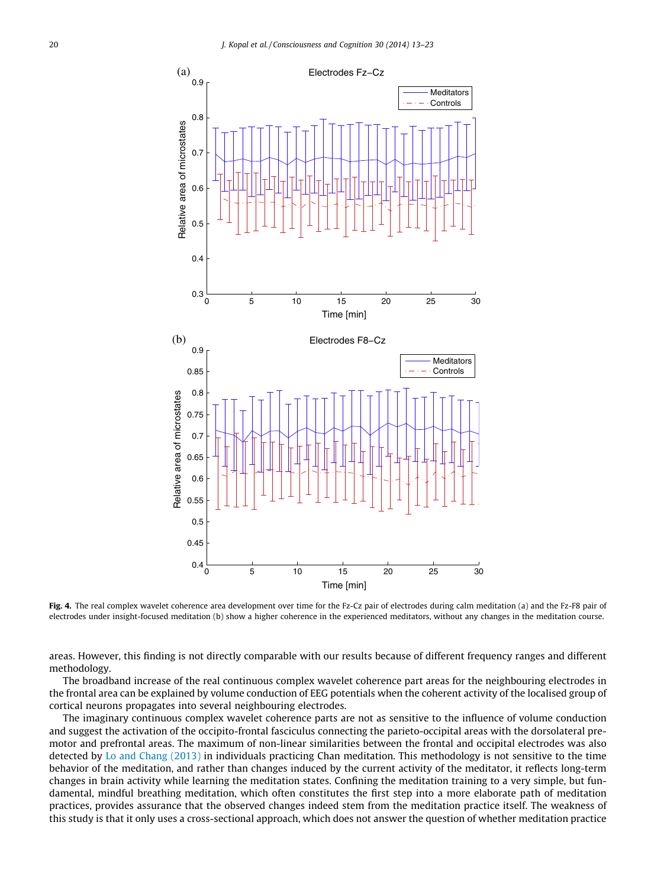**Fig. 4.** The real complex wavelet coherence area development over time for the Fz-Cz pair of electrodes during calm meditation (a) and the Fz-F8 pair of electrodes under insight-focused meditation (b) show a higher coherence in the experienced meditators, without any changes in the meditation course.

areas. However, this finding is not directly comparable with our results because of different frequency ranges and different methodology.

The broadband increase of the real continuous complex wavelet coherence part areas for the neighbouring electrodes in the frontal area can be explained by volume conduction of EEG potentials when the coherent activity of the localised group of cortical neurons propagates into several neighbouring electrodes.

The imaginary continuous complex wavelet coherence parts are not as sensitive to the influence of volume conduction and suggest the activation of the occipito-frontal fasciculus connecting the parieto-occipital areas with the dorsolateral premotor and prefrontal areas. The maximum of non-linear similarities between the frontal and occipital electrodes was also detected by Lo and Chang (2013) in individuals practicing Chan meditation. This methodology is not sensitive to the time behavior of the meditation, and rather than changes induced by the current activity of the meditator, it reflects long-term changes in brain activity while learning the meditation states. Confining the meditation training to a very simple, but fundamental, mindful breathing meditation, which often constitutes the first step into a more elaborate path of meditation practices, provides assurance that the observed changes indeed stem from the meditation practice itself. The weakness of this study is that it only uses a cross-sectional approach, which does not answer the question of whether meditation practice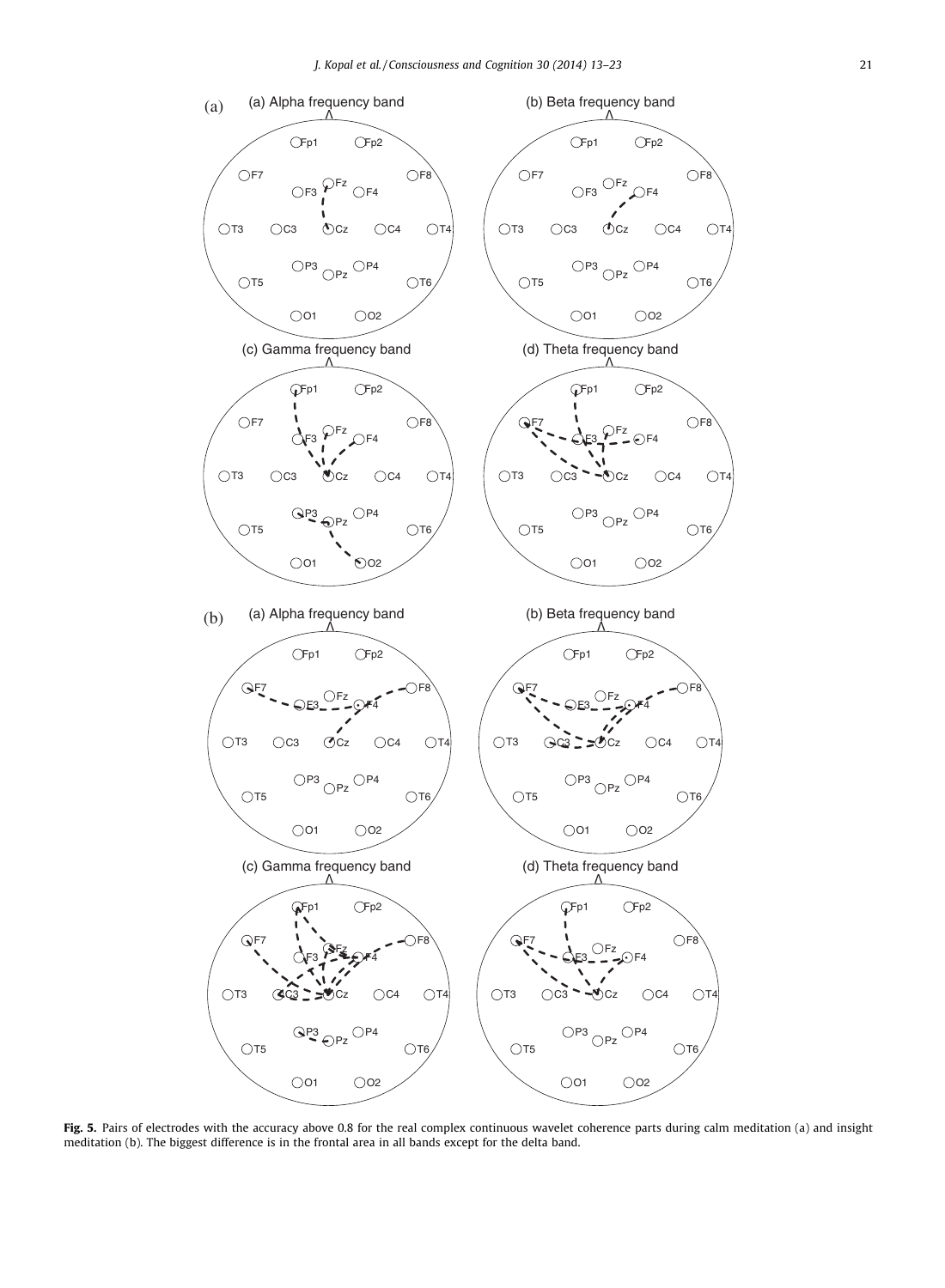**Fig. 5.** Pairs of electrodes with the accuracy above 0.8 for the real complex continuous wavelet coherence parts during calm meditation (a) and insight meditation (b). The biggest difference is in the frontal area in all bands except for the delta band.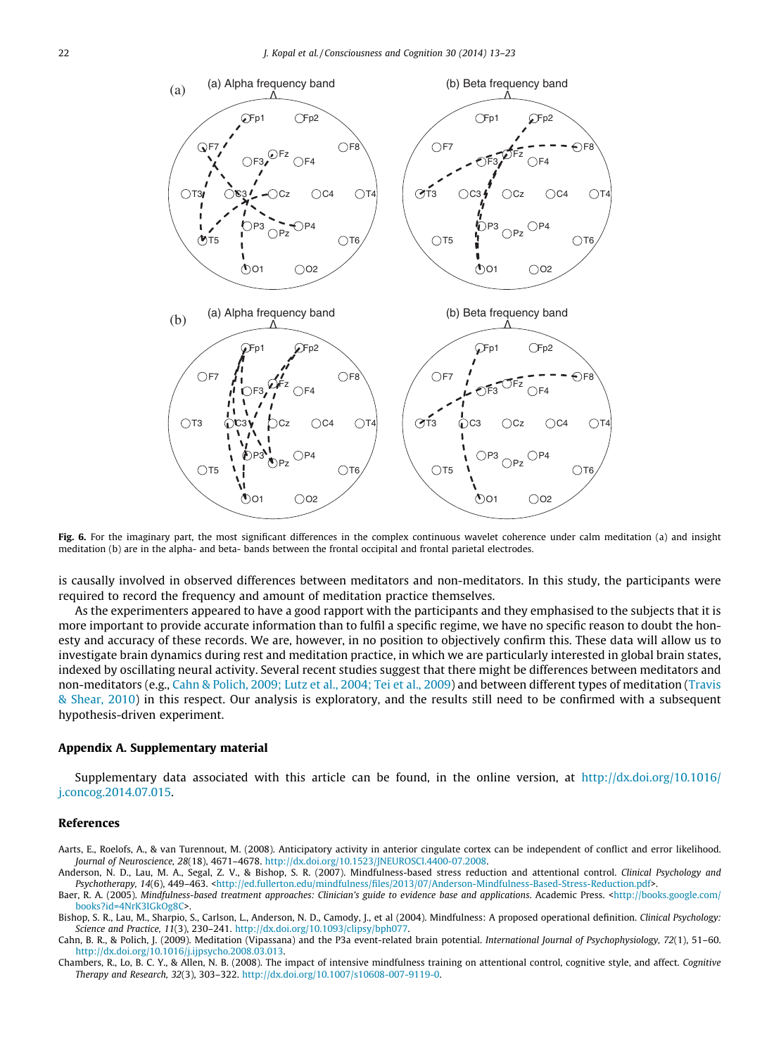**Fig. 6.** For the imaginary part, the most significant differences in the complex continuous wavelet coherence under calm meditation (a) and insight meditation (b) are in the alpha- and beta- bands between the frontal occipital and frontal parietal electrodes.

is causally involved in observed differences between meditators and non-meditators. In this study, the participants were required to record the frequency and amount of meditation practice themselves.

As the experimenters appeared to have a good rapport with the participants and they emphasised to the subjects that it is more important to provide accurate information than to fulfil a specific regime, we have no specific reason to doubt the honesty and accuracy of these records. We are, however, in no position to objectively confirm this. These data will allow us to investigate brain dynamics during rest and meditation practice, in which we are particularly interested in global brain states, indexed by oscillating neural activity. Several recent studies suggest that there might be differences between meditators and non-meditators (e.g., Cahn & Polich, 2009; Lutz et al., 2004; Tei et al., 2009) and between different types of meditation (Travis & Shear, 2010) in this respect. Our analysis is exploratory, and the results still need to be confirmed with a subsequent hypothesis-driven experiment.

## Appendix A. Supplementary material

Supplementary data associated with this article can be found, in the online version, at http://dx.doi.org/10.1016/j.concog.2014.07.015.

## References

Aarts, E., Roelofs, A., & van Turennout, M. (2008). Anticipatory activity in anterior cingulate cortex can be independent of conflict and error likelihood. *Journal of Neuroscience, 28*(18), 4671–4678. http://dx.doi.org/10.1523/JNEUROSCI.4400-07.2008.

Anderson, N. D., Lau, M. A., Segal, Z. V., & Bishop, S. R. (2007). Mindfulness-based stress reduction and attentional control. *Clinical Psychology and Psychotherapy, 14*(6), 449–463. <http://ed.fullerton.edu/mindfulness/files/2013/07/Anderson-Mindfulness-Based-Stress-Reduction.pdf>.

Baer, R. A. (2005). *Mindfulness-based treatment approaches: Clinician's guide to evidence base and applications*. Academic Press. <http://books.google.com/books?id=4NrK3IGkOg8C>.

Bishop, S. R., Lau, M., Sharpio, S., Carlson, L., Anderson, N. D., Camody, J., et al (2004). Mindfulness: A proposed operational definition. *Clinical Psychology: Science and Practice, 11*(3), 230–241. http://dx.doi.org/10.1093/clipsy/bph077.

Cahn, B. R., & Polich, J. (2009). Meditation (Vipassana) and the P3a event-related brain potential. *International Journal of Psychophysiology, 72*(1), 51–60. http://dx.doi.org/10.1016/j.ijpsycho.2008.03.013.

Chambers, R., Lo, B. C. Y., & Allen, N. B. (2008). The impact of intensive mindfulness training on attentional control, cognitive style, and affect. *Cognitive Therapy and Research, 32*(3), 303–322. http://dx.doi.org/10.1007/s10608-007-9119-0.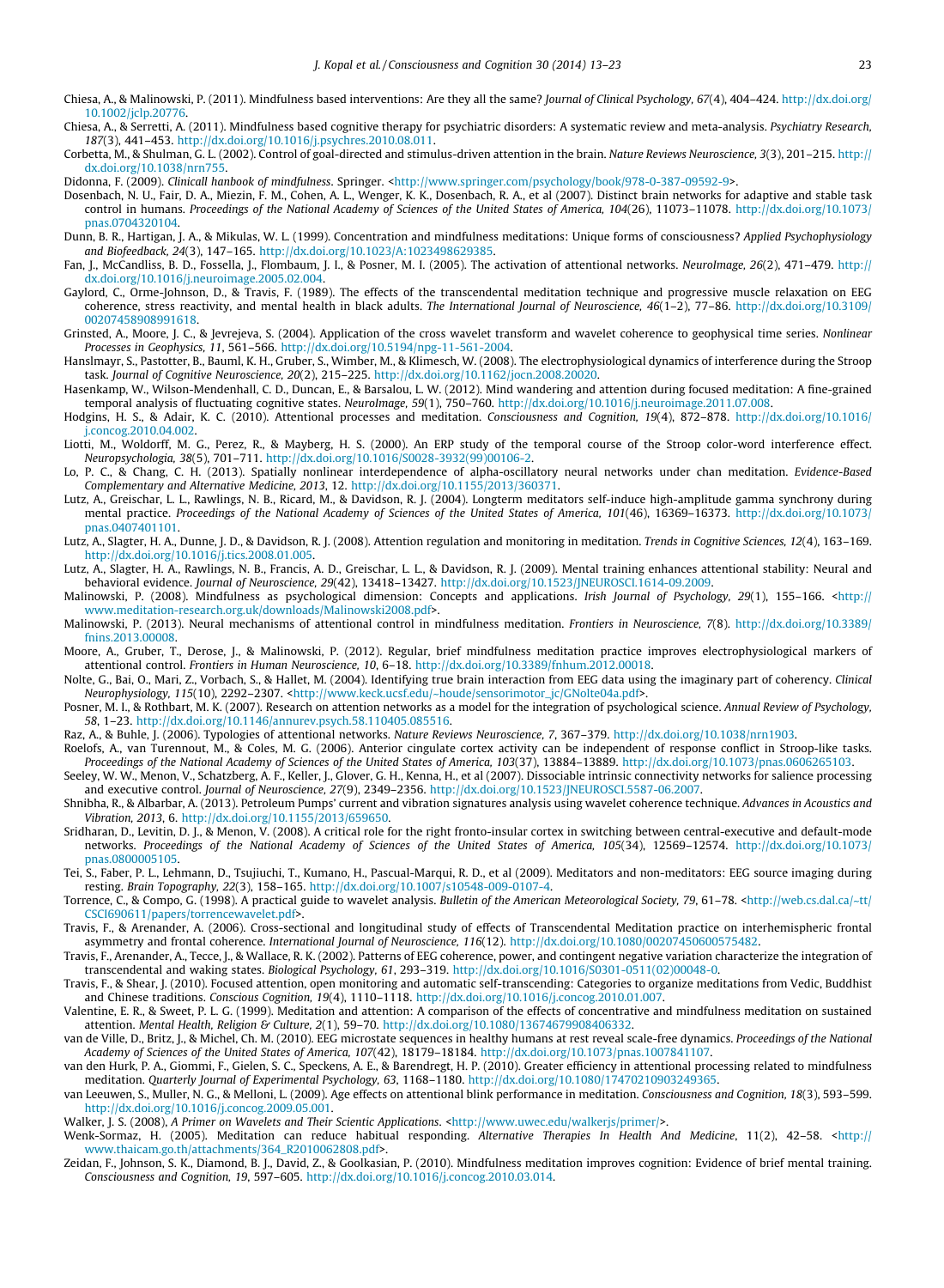Chiesa, A., & Malinowski, P. (2011). Mindfulness based interventions: Are they all the same? *Journal of Clinical Psychology, 67*(4), 404–424. http://dx.doi.org/10.1002/jclp.20776.

Chiesa, A., & Serretti, A. (2011). Mindfulness based cognitive therapy for psychiatric disorders: A systematic review and meta-analysis. *Psychiatry Research, 187*(3), 441–453. http://dx.doi.org/10.1016/j.psychres.2010.08.011.

Corbetta, M., & Shulman, G. L. (2002). Control of goal-directed and stimulus-driven attention in the brain. *Nature Reviews Neuroscience, 3*(3), 201–215. http://dx.doi.org/10.1038/nrn755.

Didonna, F. (2009). *Clinicall hanbook of mindfulness*. Springer. <http://www.springer.com/psychology/book/978-0-387-09592-9>.

Dosenbach, N. U., Fair, D. A., Miezin, F. M., Cohen, A. L., Wenger, K. K., Dosenbach, R. A., et al (2007). Distinct brain networks for adaptive and stable task control in humans. *Proceedings of the National Academy of Sciences of the United States of America, 104*(26), 11073–11078. http://dx.doi.org/10.1073/pnas.0704320104.

Dunn, B. R., Hartigan, J. A., & Mikulas, W. L. (1999). Concentration and mindfulness meditations: Unique forms of consciousness? *Applied Psychophysiology and Biofeedback, 24*(3), 147–165. http://dx.doi.org/10.1023/A:1023498629385.

Fan, J., McCandliss, B. D., Fossella, J., Flombaum, J. I., & Posner, M. I. (2005). The activation of attentional networks. *NeuroImage, 26*(2), 471–479. http://dx.doi.org/10.1016/j.neuroimage.2005.02.004.

Gaylord, C., Orme-Johnson, D., & Travis, F. (1989). The effects of the transcendental meditation technique and progressive muscle relaxation on EEG coherence, stress reactivity, and mental health in black adults. *The International Journal of Neuroscience, 46*(1–2), 77–86. http://dx.doi.org/10.3109/00207458908991618.

Grinsted, A., Moore, J. C., & Jevrejeva, S. (2004). Application of the cross wavelet transform and wavelet coherence to geophysical time series. *Nonlinear Processes in Geophysics, 11*, 561–566. http://dx.doi.org/10.5194/npg-11-561-2004.

Hanslmayr, S., Pastotter, B., Bauml, K. H., Gruber, S., Wimber, M., & Klimesch, W. (2008). The electrophysiological dynamics of interference during the Stroop task. *Journal of Cognitive Neuroscience, 20*(2), 215–225. http://dx.doi.org/10.1162/jocn.2008.20020.

Hasenkamp, W., Wilson-Mendenhall, C. D., Duncan, E., & Barsalou, L. W. (2012). Mind wandering and attention during focused meditation: A fine-grained temporal analysis of fluctuating cognitive states. *NeuroImage, 59*(1), 750–760. http://dx.doi.org/10.1016/j.neuroimage.2011.07.008.

Hodgins, H. S., & Adair, K. C. (2010). Attentional processes and meditation. *Consciousness and Cognition, 19*(4), 872–878. http://dx.doi.org/10.1016/j.concog.2010.04.002.

Liotti, M., Woldorff, M. G., Perez, R., & Mayberg, H. S. (2000). An ERP study of the temporal course of the Stroop color-word interference effect. *Neuropsychologia, 38*(5), 701–711. http://dx.doi.org/10.1016/S0028-3932(99)00106-2.

Lo, P. C., & Chang, C. H. (2013). Spatially nonlinear interdependence of alpha-oscillatory neural networks under chan meditation. *Evidence-Based Complementary and Alternative Medicine, 2013*, 12. http://dx.doi.org/10.1155/2013/360371.

Lutz, A., Greischar, L. L., Rawlings, N. B., Ricard, M., & Davidson, R. J. (2004). Longterm meditators self-induce high-amplitude gamma synchrony during mental practice. *Proceedings of the National Academy of Sciences of the United States of America, 101*(46), 16369–16373. http://dx.doi.org/10.1073/pnas.0407401101.

Lutz, A., Slagter, H. A., Dunne, J. D., & Davidson, R. J. (2008). Attention regulation and monitoring in meditation. *Trends in Cognitive Sciences, 12*(4), 163–169. http://dx.doi.org/10.1016/j.tics.2008.01.005.

Lutz, A., Slagter, H. A., Rawlings, N. B., Francis, A. D., Greischar, L. L., & Davidson, R. J. (2009). Mental training enhances attentional stability: Neural and behavioral evidence. *Journal of Neuroscience, 29*(42), 13418–13427. http://dx.doi.org/10.1523/JNEUROSCI.1614-09.2009.

Malinowski, P. (2008). Mindfulness as psychological dimension: Concepts and applications. *Irish Journal of Psychology, 29*(1), 155–166. <http://www.meditation-research.org.uk/downloads/Malinowski2008.pdf>.

Malinowski, P. (2013). Neural mechanisms of attentional control in mindfulness meditation. *Frontiers in Neuroscience, 7*(8). http://dx.doi.org/10.3389/fnins.2013.00008.

Moore, A., Gruber, T., Derose, J., & Malinowski, P. (2012). Regular, brief mindfulness meditation practice improves electrophysiological markers of attentional control. *Frontiers in Human Neuroscience, 10*, 6–18. http://dx.doi.org/10.3389/fnhum.2012.00018.

Nolte, G., Bai, O., Mari, Z., Vorbach, S., & Hallet, M. (2004). Identifying true brain interaction from EEG data using the imaginary part of coherency. *Clinical Neurophysiology, 115*(10), 2292–2307. <http://www.keck.ucsf.edu/~houde/sensorimotor_jc/GNolte04a.pdf>.

Posner, M. I., & Rothbart, M. K. (2007). Research on attention networks as a model for the integration of psychological science. *Annual Review of Psychology, 58*, 1–23. http://dx.doi.org/10.1146/annurev.psych.58.110405.085516.

Raz, A., & Buhle, J. (2006). Typologies of attentional networks. *Nature Reviews Neuroscience, 7*, 367–379. http://dx.doi.org/10.1038/nrn1903.

Roelofs, A., van Turennout, M., & Coles, M. G. (2006). Anterior cingulate cortex activity can be independent of response conflict in Stroop-like tasks. *Proceedings of the National Academy of Sciences of the United States of America, 103*(37), 13884–13889. http://dx.doi.org/10.1073/pnas.0606265103.

Seeley, W. W., Menon, V., Schatzberg, A. F., Keller, J., Glover, G. H., Kenna, H., et al (2007). Dissociable intrinsic connectivity networks for salience processing and executive control. *Journal of Neuroscience, 27*(9), 2349–2356. http://dx.doi.org/10.1523/JNEUROSCI.5587-06.2007.

Shnibha, R., & Albarbar, A. (2013). Petroleum Pumps' current and vibration signatures analysis using wavelet coherence technique. *Advances in Acoustics and Vibration, 2013*, 6. http://dx.doi.org/10.1155/2013/659650.

Sridharan, D., Levitin, D. J., & Menon, V. (2008). A critical role for the right fronto-insular cortex in switching between central-executive and default-mode networks. *Proceedings of the National Academy of Sciences of the United States of America, 105*(34), 12569–12574. http://dx.doi.org/10.1073/pnas.0800005105.

Tei, S., Faber, P. L., Lehmann, D., Tsujiuchi, T., Kumano, H., Pascual-Marqui, R. D., et al (2009). Meditators and non-meditators: EEG source imaging during resting. *Brain Topography, 22*(3), 158–165. http://dx.doi.org/10.1007/s10548-009-0107-4.

Torrence, C., & Compo, G. (1998). A practical guide to wavelet analysis. *Bulletin of the American Meteorological Society, 79*, 61–78. <http://web.cs.dal.ca/~tt/CSCI690611/papers/torrencewavelet.pdf>.

Travis, F., & Arenander, A. (2006). Cross-sectional and longitudinal study of effects of Transcendental Meditation practice on interhemispheric frontal asymmetry and frontal coherence. *International Journal of Neuroscience, 116*(12). http://dx.doi.org/10.1080/00207450600575482.

Travis, F., Arenander, A., Tecce, J., & Wallace, R. K. (2002). Patterns of EEG coherence, power, and contingent negative variation characterize the integration of transcendental and waking states. *Biological Psychology, 61*, 293–319. http://dx.doi.org/10.1016/S0301-0511(02)00048-0.

Travis, F., & Shear, J. (2010). Focused attention, open monitoring and automatic self-transcending: Categories to organize meditations from Vedic, Buddhist and Chinese traditions. *Conscious Cognition, 19*(4), 1110–1118. http://dx.doi.org/10.1016/j.concog.2010.01.007.

Valentine, E. R., & Sweet, P. L. G. (1999). Meditation and attention: A comparison of the effects of concentrative and mindfulness meditation on sustained attention. *Mental Health, Religion & Culture, 2*(1), 59–70. http://dx.doi.org/10.1080/13674679908406332.

van de Ville, D., Britz, J., & Michel, C. M. (2010). EEG microstate sequences in healthy humans at rest reveal scale-free dynamics. *Proceedings of the National Academy of Sciences of the United States of America, 107*(42), 18179–18184. http://dx.doi.org/10.1073/pnas.1007841107.

van den Hurk, P. A., Giommi, F., Gielen, S. C., Speckens, A. E., & Barendregt, H. P. (2010). Greater efficiency in attentional processing related to mindfulness meditation. *Quarterly Journal of Experimental Psychology, 63*, 1168–1180. http://dx.doi.org/10.1080/17470210903249365.

van Leeuwen, S., Muller, N. G., & Melloni, L. (2009). Age effects on attentional blink performance in meditation. *Consciousness and Cognition, 18*(3), 593–599. http://dx.doi.org/10.1016/j.concog.2009.05.001.

Walker, J. S. (2008), *A Primer on Wavelets and Their Scientific Applications*. <http://www.uwec.edu/walkerjs/primer/>.

Wenk-Sormaz, H. (2005). Meditation can reduce habitual responding. *Alternative Therapies In Health And Medicine*, 11(2), 42–58. <http://www.thaicam.go.th/attachments/364_R2010062808.pdf>.

Zeidan, F., Johnson, S. K., Diamond, B. J., David, Z., & Goolkasian, P. (2010). Mindfulness meditation improves cognition: Evidence of brief mental training. *Consciousness and Cognition, 19*, 597–605. http://dx.doi.org/10.1016/j.concog.2010.03.014.